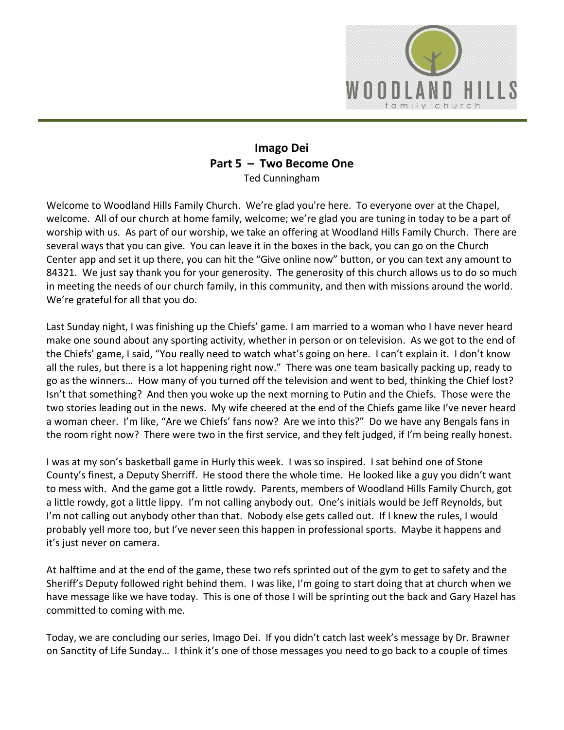# Imago Dei
## Part 5 – Two Become One
Ted Cunningham

Welcome to Woodland Hills Family Church. We're glad you're here. To everyone over at the Chapel, welcome. All of our church at home family, welcome; we're glad you are tuning in today to be a part of worship with us. As part of our worship, we take an offering at Woodland Hills Family Church. There are several ways that you can give. You can leave it in the boxes in the back, you can go on the Church Center app and set it up there, you can hit the "Give online now" button, or you can text any amount to 84321. We just say thank you for your generosity. The generosity of this church allows us to do so much in meeting the needs of our church family, in this community, and then with missions around the world. We're grateful for all that you do.

Last Sunday night, I was finishing up the Chiefs' game. I am married to a woman who I have never heard make one sound about any sporting activity, whether in person or on television. As we got to the end of the Chiefs' game, I said, "You really need to watch what's going on here. I can't explain it. I don't know all the rules, but there is a lot happening right now." There was one team basically packing up, ready to go as the winners… How many of you turned off the television and went to bed, thinking the Chief lost? Isn't that something? And then you woke up the next morning to Putin and the Chiefs. Those were the two stories leading out in the news. My wife cheered at the end of the Chiefs game like I've never heard a woman cheer. I'm like, "Are we Chiefs' fans now? Are we into this?" Do we have any Bengals fans in the room right now? There were two in the first service, and they felt judged, if I'm being really honest.

I was at my son's basketball game in Hurly this week. I was so inspired. I sat behind one of Stone County's finest, a Deputy Sherriff. He stood there the whole time. He looked like a guy you didn't want to mess with. And the game got a little rowdy. Parents, members of Woodland Hills Family Church, got a little rowdy, got a little lippy. I'm not calling anybody out. One's initials would be Jeff Reynolds, but I'm not calling out anybody other than that. Nobody else gets called out. If I knew the rules, I would probably yell more too, but I've never seen this happen in professional sports. Maybe it happens and it's just never on camera.

At halftime and at the end of the game, these two refs sprinted out of the gym to get to safety and the Sheriff's Deputy followed right behind them. I was like, I'm going to start doing that at church when we have message like we have today. This is one of those I will be sprinting out the back and Gary Hazel has committed to coming with me.

Today, we are concluding our series, Imago Dei. If you didn't catch last week's message by Dr. Brawner on Sanctity of Life Sunday… I think it's one of those messages you need to go back to a couple of times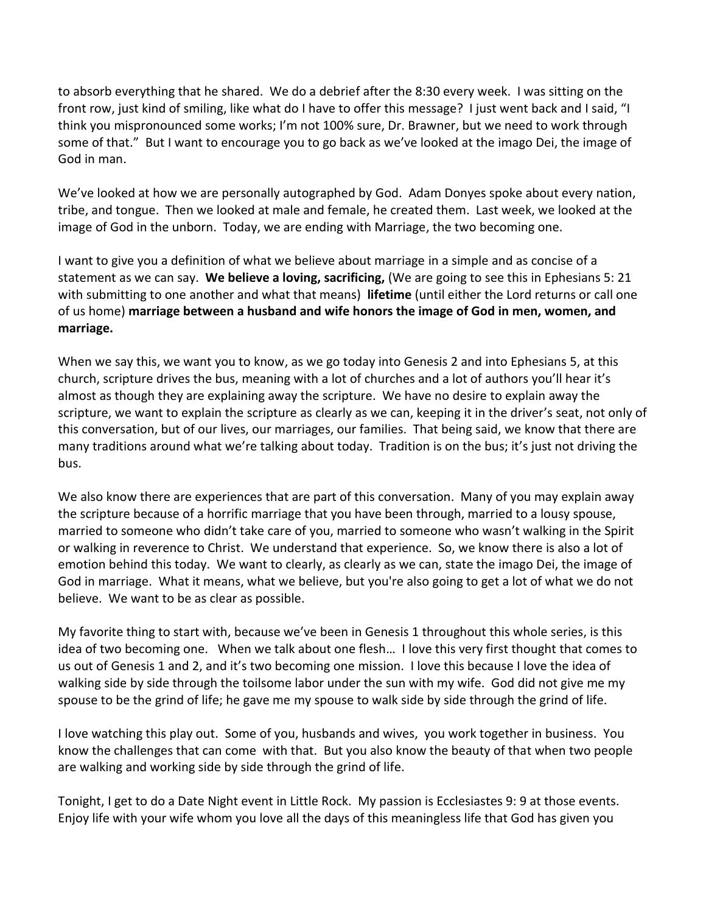to absorb everything that he shared. We do a debrief after the 8:30 every week. I was sitting on the front row, just kind of smiling, like what do I have to offer this message? I just went back and I said, "I think you mispronounced some works; I'm not 100% sure, Dr. Brawner, but we need to work through some of that." But I want to encourage you to go back as we've looked at the imago Dei, the image of God in man.

We've looked at how we are personally autographed by God. Adam Donyes spoke about every nation, tribe, and tongue. Then we looked at male and female, he created them. Last week, we looked at the image of God in the unborn. Today, we are ending with Marriage, the two becoming one.

I want to give you a definition of what we believe about marriage in a simple and as concise of a statement as we can say. **We believe a loving, sacrificing,** (We are going to see this in Ephesians 5: 21 with submitting to one another and what that means) **lifetime** (until either the Lord returns or call one of us home) **marriage between a husband and wife honors the image of God in men, women, and marriage.**

When we say this, we want you to know, as we go today into Genesis 2 and into Ephesians 5, at this church, scripture drives the bus, meaning with a lot of churches and a lot of authors you'll hear it's almost as though they are explaining away the scripture. We have no desire to explain away the scripture, we want to explain the scripture as clearly as we can, keeping it in the driver's seat, not only of this conversation, but of our lives, our marriages, our families. That being said, we know that there are many traditions around what we're talking about today. Tradition is on the bus; it's just not driving the bus.

We also know there are experiences that are part of this conversation. Many of you may explain away the scripture because of a horrific marriage that you have been through, married to a lousy spouse, married to someone who didn't take care of you, married to someone who wasn't walking in the Spirit or walking in reverence to Christ. We understand that experience. So, we know there is also a lot of emotion behind this today. We want to clearly, as clearly as we can, state the imago Dei, the image of God in marriage. What it means, what we believe, but you're also going to get a lot of what we do not believe. We want to be as clear as possible.

My favorite thing to start with, because we've been in Genesis 1 throughout this whole series, is this idea of two becoming one. When we talk about one flesh… I love this very first thought that comes to us out of Genesis 1 and 2, and it's two becoming one mission. I love this because I love the idea of walking side by side through the toilsome labor under the sun with my wife. God did not give me my spouse to be the grind of life; he gave me my spouse to walk side by side through the grind of life.

I love watching this play out. Some of you, husbands and wives, you work together in business. You know the challenges that can come with that. But you also know the beauty of that when two people are walking and working side by side through the grind of life.

Tonight, I get to do a Date Night event in Little Rock. My passion is Ecclesiastes 9: 9 at those events. Enjoy life with your wife whom you love all the days of this meaningless life that God has given you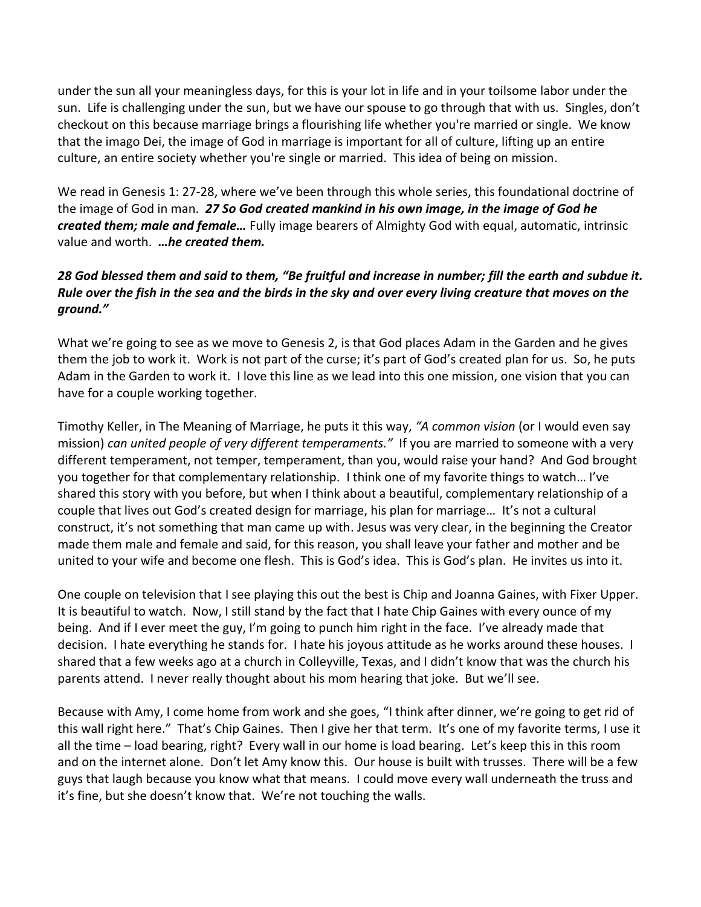under the sun all your meaningless days, for this is your lot in life and in your toilsome labor under the sun. Life is challenging under the sun, but we have our spouse to go through that with us. Singles, don't checkout on this because marriage brings a flourishing life whether you're married or single. We know that the imago Dei, the image of God in marriage is important for all of culture, lifting up an entire culture, an entire society whether you're single or married. This idea of being on mission.

We read in Genesis 1: 27-28, where we've been through this whole series, this foundational doctrine of the image of God in man. ***27 So God created mankind in his own image, in the image of God he created them; male and female…*** Fully image bearers of Almighty God with equal, automatic, intrinsic value and worth. ***…he created them.***

***28 God blessed them and said to them, "Be fruitful and increase in number; fill the earth and subdue it. Rule over the fish in the sea and the birds in the sky and over every living creature that moves on the ground."***

What we're going to see as we move to Genesis 2, is that God places Adam in the Garden and he gives them the job to work it. Work is not part of the curse; it's part of God's created plan for us. So, he puts Adam in the Garden to work it. I love this line as we lead into this one mission, one vision that you can have for a couple working together.

Timothy Keller, in The Meaning of Marriage, he puts it this way, *"A common vision* (or I would even say mission) *can united people of very different temperaments."* If you are married to someone with a very different temperament, not temper, temperament, than you, would raise your hand? And God brought you together for that complementary relationship. I think one of my favorite things to watch… I've shared this story with you before, but when I think about a beautiful, complementary relationship of a couple that lives out God's created design for marriage, his plan for marriage… It's not a cultural construct, it's not something that man came up with. Jesus was very clear, in the beginning the Creator made them male and female and said, for this reason, you shall leave your father and mother and be united to your wife and become one flesh. This is God's idea. This is God's plan. He invites us into it.

One couple on television that I see playing this out the best is Chip and Joanna Gaines, with Fixer Upper. It is beautiful to watch. Now, I still stand by the fact that I hate Chip Gaines with every ounce of my being. And if I ever meet the guy, I'm going to punch him right in the face. I've already made that decision. I hate everything he stands for. I hate his joyous attitude as he works around these houses. I shared that a few weeks ago at a church in Colleyville, Texas, and I didn't know that was the church his parents attend. I never really thought about his mom hearing that joke. But we'll see.

Because with Amy, I come home from work and she goes, "I think after dinner, we're going to get rid of this wall right here." That's Chip Gaines. Then I give her that term. It's one of my favorite terms, I use it all the time – load bearing, right? Every wall in our home is load bearing. Let's keep this in this room and on the internet alone. Don't let Amy know this. Our house is built with trusses. There will be a few guys that laugh because you know what that means. I could move every wall underneath the truss and it's fine, but she doesn't know that. We're not touching the walls.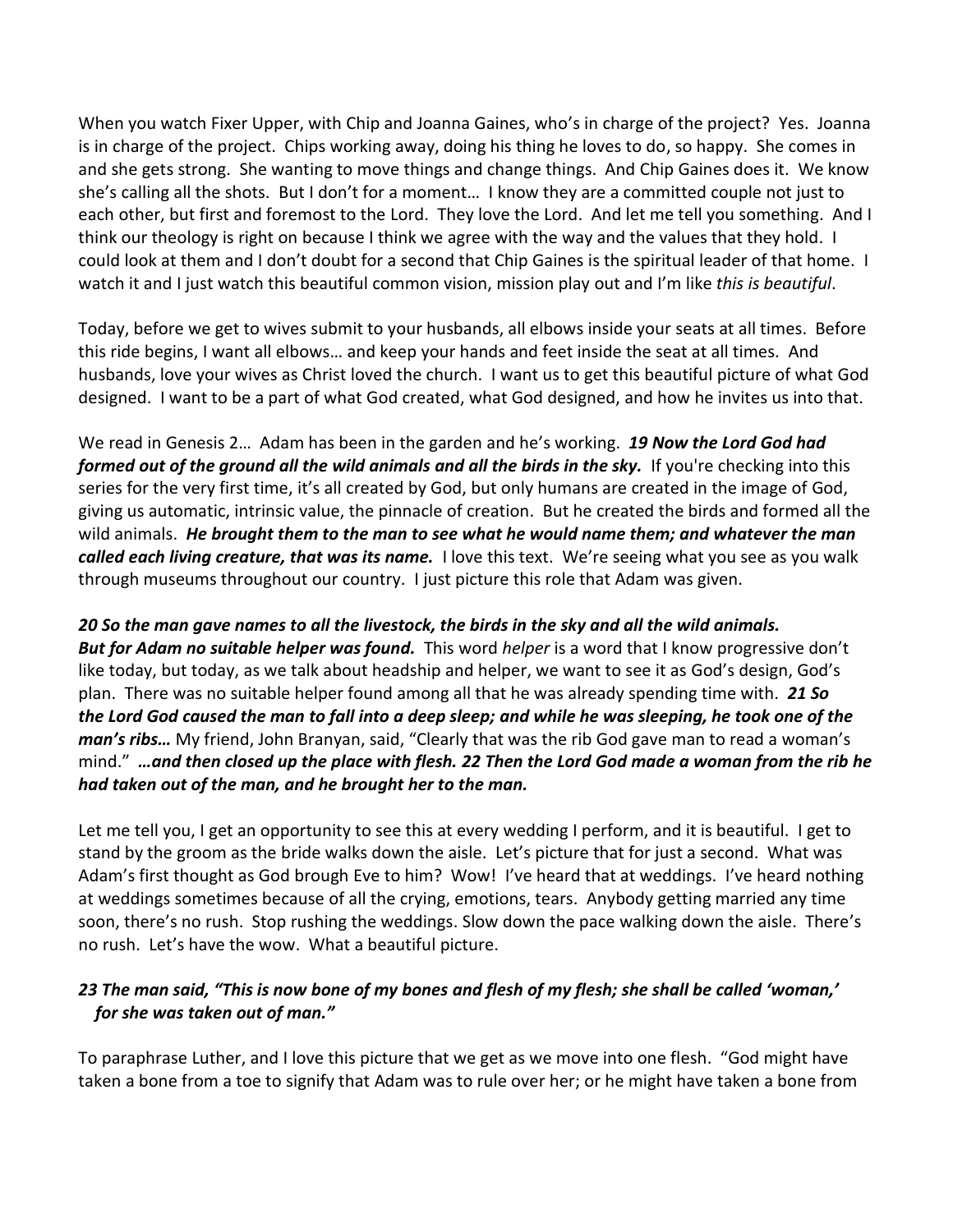When you watch Fixer Upper, with Chip and Joanna Gaines, who's in charge of the project? Yes. Joanna is in charge of the project. Chips working away, doing his thing he loves to do, so happy. She comes in and she gets strong. She wanting to move things and change things. And Chip Gaines does it. We know she's calling all the shots. But I don't for a moment… I know they are a committed couple not just to each other, but first and foremost to the Lord. They love the Lord. And let me tell you something. And I think our theology is right on because I think we agree with the way and the values that they hold. I could look at them and I don't doubt for a second that Chip Gaines is the spiritual leader of that home. I watch it and I just watch this beautiful common vision, mission play out and I'm like *this is beautiful*.

Today, before we get to wives submit to your husbands, all elbows inside your seats at all times. Before this ride begins, I want all elbows… and keep your hands and feet inside the seat at all times. And husbands, love your wives as Christ loved the church. I want us to get this beautiful picture of what God designed. I want to be a part of what God created, what God designed, and how he invites us into that.

We read in Genesis 2… Adam has been in the garden and he's working. ***19 Now the Lord God had formed out of the ground all the wild animals and all the birds in the sky.*** If you're checking into this series for the very first time, it's all created by God, but only humans are created in the image of God, giving us automatic, intrinsic value, the pinnacle of creation. But he created the birds and formed all the wild animals. ***He brought them to the man to see what he would name them; and whatever the man called each living creature, that was its name.*** I love this text. We're seeing what you see as you walk through museums throughout our country. I just picture this role that Adam was given.

***20 So the man gave names to all the livestock, the birds in the sky and all the wild animals. But for Adam no suitable helper was found.*** This word *helper* is a word that I know progressive don't like today, but today, as we talk about headship and helper, we want to see it as God's design, God's plan. There was no suitable helper found among all that he was already spending time with. ***21 So the Lord God caused the man to fall into a deep sleep; and while he was sleeping, he took one of the man's ribs…*** My friend, John Branyan, said, "Clearly that was the rib God gave man to read a woman's mind." ***…and then closed up the place with flesh. 22 Then the Lord God made a woman from the rib he had taken out of the man, and he brought her to the man.***

Let me tell you, I get an opportunity to see this at every wedding I perform, and it is beautiful. I get to stand by the groom as the bride walks down the aisle. Let's picture that for just a second. What was Adam's first thought as God brough Eve to him? Wow! I've heard that at weddings. I've heard nothing at weddings sometimes because of all the crying, emotions, tears. Anybody getting married any time soon, there's no rush. Stop rushing the weddings. Slow down the pace walking down the aisle. There's no rush. Let's have the wow. What a beautiful picture.

***23 The man said, "This is now bone of my bones and flesh of my flesh; she shall be called 'woman,' for she was taken out of man."***

To paraphrase Luther, and I love this picture that we get as we move into one flesh. "God might have taken a bone from a toe to signify that Adam was to rule over her; or he might have taken a bone from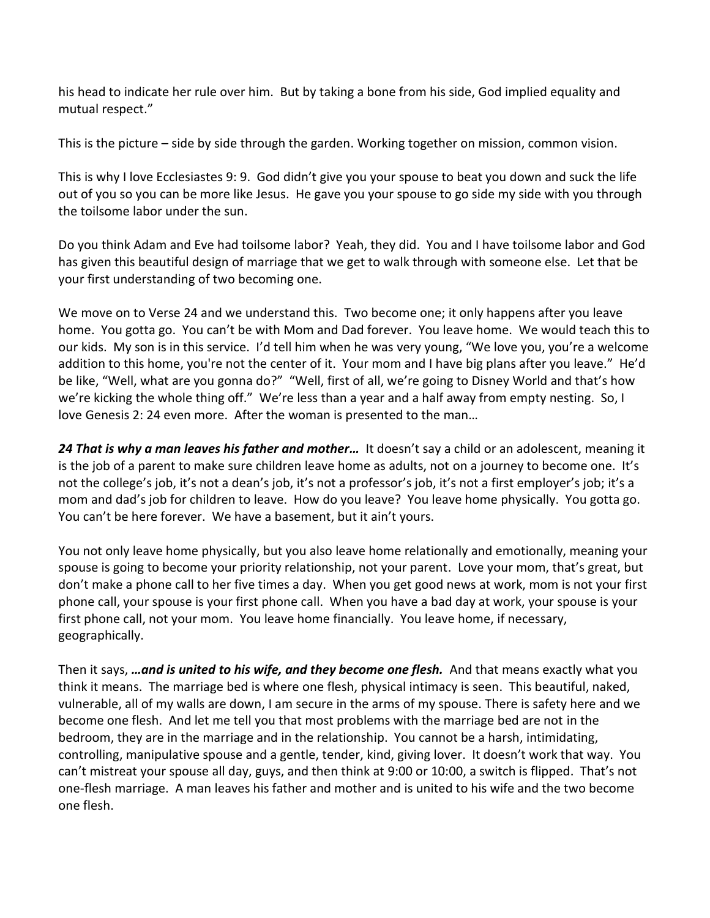his head to indicate her rule over him. But by taking a bone from his side, God implied equality and mutual respect."

This is the picture – side by side through the garden. Working together on mission, common vision.

This is why I love Ecclesiastes 9: 9. God didn't give you your spouse to beat you down and suck the life out of you so you can be more like Jesus. He gave you your spouse to go side my side with you through the toilsome labor under the sun.

Do you think Adam and Eve had toilsome labor? Yeah, they did. You and I have toilsome labor and God has given this beautiful design of marriage that we get to walk through with someone else. Let that be your first understanding of two becoming one.

We move on to Verse 24 and we understand this. Two become one; it only happens after you leave home. You gotta go. You can't be with Mom and Dad forever. You leave home. We would teach this to our kids. My son is in this service. I'd tell him when he was very young, "We love you, you're a welcome addition to this home, you're not the center of it. Your mom and I have big plans after you leave." He'd be like, "Well, what are you gonna do?" "Well, first of all, we're going to Disney World and that's how we're kicking the whole thing off." We're less than a year and a half away from empty nesting. So, I love Genesis 2: 24 even more. After the woman is presented to the man…

***24 That is why a man leaves his father and mother…*** It doesn't say a child or an adolescent, meaning it is the job of a parent to make sure children leave home as adults, not on a journey to become one. It's not the college's job, it's not a dean's job, it's not a professor's job, it's not a first employer's job; it's a mom and dad's job for children to leave. How do you leave? You leave home physically. You gotta go. You can't be here forever. We have a basement, but it ain't yours.

You not only leave home physically, but you also leave home relationally and emotionally, meaning your spouse is going to become your priority relationship, not your parent. Love your mom, that's great, but don't make a phone call to her five times a day. When you get good news at work, mom is not your first phone call, your spouse is your first phone call. When you have a bad day at work, your spouse is your first phone call, not your mom. You leave home financially. You leave home, if necessary, geographically.

Then it says, ***…and is united to his wife, and they become one flesh.*** And that means exactly what you think it means. The marriage bed is where one flesh, physical intimacy is seen. This beautiful, naked, vulnerable, all of my walls are down, I am secure in the arms of my spouse. There is safety here and we become one flesh. And let me tell you that most problems with the marriage bed are not in the bedroom, they are in the marriage and in the relationship. You cannot be a harsh, intimidating, controlling, manipulative spouse and a gentle, tender, kind, giving lover. It doesn't work that way. You can't mistreat your spouse all day, guys, and then think at 9:00 or 10:00, a switch is flipped. That's not one-flesh marriage. A man leaves his father and mother and is united to his wife and the two become one flesh.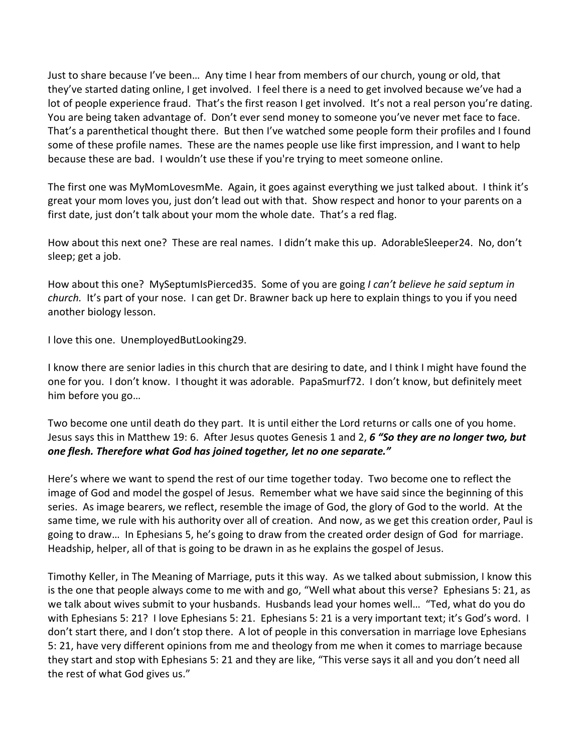Just to share because I've been… Any time I hear from members of our church, young or old, that they've started dating online, I get involved. I feel there is a need to get involved because we've had a lot of people experience fraud. That's the first reason I get involved. It's not a real person you're dating. You are being taken advantage of. Don't ever send money to someone you've never met face to face. That's a parenthetical thought there. But then I've watched some people form their profiles and I found some of these profile names. These are the names people use like first impression, and I want to help because these are bad. I wouldn't use these if you're trying to meet someone online.

The first one was MyMomLovesmMe. Again, it goes against everything we just talked about. I think it's great your mom loves you, just don't lead out with that. Show respect and honor to your parents on a first date, just don't talk about your mom the whole date. That's a red flag.

How about this next one? These are real names. I didn't make this up. AdorableSleeper24. No, don't sleep; get a job.

How about this one? MySeptumIsPierced35. Some of you are going *I can't believe he said septum in church.* It's part of your nose. I can get Dr. Brawner back up here to explain things to you if you need another biology lesson.

I love this one. UnemployedButLooking29.

I know there are senior ladies in this church that are desiring to date, and I think I might have found the one for you. I don't know. I thought it was adorable. PapaSmurf72. I don't know, but definitely meet him before you go…

Two become one until death do they part. It is until either the Lord returns or calls one of you home. Jesus says this in Matthew 19: 6. After Jesus quotes Genesis 1 and 2, ***6 "So they are no longer two, but one flesh. Therefore what God has joined together, let no one separate."***

Here's where we want to spend the rest of our time together today. Two become one to reflect the image of God and model the gospel of Jesus. Remember what we have said since the beginning of this series. As image bearers, we reflect, resemble the image of God, the glory of God to the world. At the same time, we rule with his authority over all of creation. And now, as we get this creation order, Paul is going to draw… In Ephesians 5, he's going to draw from the created order design of God for marriage. Headship, helper, all of that is going to be drawn in as he explains the gospel of Jesus.

Timothy Keller, in The Meaning of Marriage, puts it this way. As we talked about submission, I know this is the one that people always come to me with and go, "Well what about this verse? Ephesians 5: 21, as we talk about wives submit to your husbands. Husbands lead your homes well… "Ted, what do you do with Ephesians 5: 21? I love Ephesians 5: 21. Ephesians 5: 21 is a very important text; it's God's word. I don't start there, and I don't stop there. A lot of people in this conversation in marriage love Ephesians 5: 21, have very different opinions from me and theology from me when it comes to marriage because they start and stop with Ephesians 5: 21 and they are like, "This verse says it all and you don't need all the rest of what God gives us."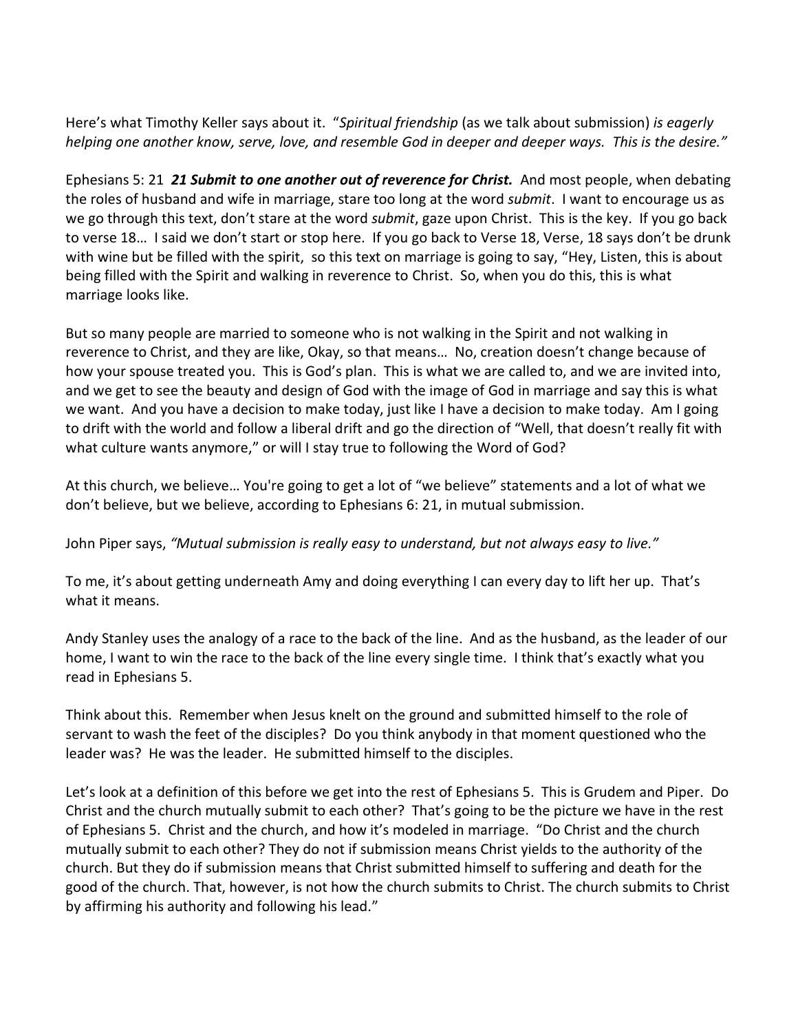Here's what Timothy Keller says about it. "*Spiritual friendship* (as we talk about submission) *is eagerly helping one another know, serve, love, and resemble God in deeper and deeper ways. This is the desire."*

Ephesians 5: 21 ***21 Submit to one another out of reverence for Christ.*** And most people, when debating the roles of husband and wife in marriage, stare too long at the word *submit*. I want to encourage us as we go through this text, don't stare at the word *submit*, gaze upon Christ. This is the key. If you go back to verse 18… I said we don't start or stop here. If you go back to Verse 18, Verse, 18 says don't be drunk with wine but be filled with the spirit, so this text on marriage is going to say, "Hey, Listen, this is about being filled with the Spirit and walking in reverence to Christ. So, when you do this, this is what marriage looks like.

But so many people are married to someone who is not walking in the Spirit and not walking in reverence to Christ, and they are like, Okay, so that means… No, creation doesn't change because of how your spouse treated you. This is God's plan. This is what we are called to, and we are invited into, and we get to see the beauty and design of God with the image of God in marriage and say this is what we want. And you have a decision to make today, just like I have a decision to make today. Am I going to drift with the world and follow a liberal drift and go the direction of "Well, that doesn't really fit with what culture wants anymore," or will I stay true to following the Word of God?

At this church, we believe… You're going to get a lot of "we believe" statements and a lot of what we don't believe, but we believe, according to Ephesians 6: 21, in mutual submission.

John Piper says, *"Mutual submission is really easy to understand, but not always easy to live."*

To me, it's about getting underneath Amy and doing everything I can every day to lift her up. That's what it means.

Andy Stanley uses the analogy of a race to the back of the line. And as the husband, as the leader of our home, I want to win the race to the back of the line every single time. I think that's exactly what you read in Ephesians 5.

Think about this. Remember when Jesus knelt on the ground and submitted himself to the role of servant to wash the feet of the disciples? Do you think anybody in that moment questioned who the leader was? He was the leader. He submitted himself to the disciples.

Let's look at a definition of this before we get into the rest of Ephesians 5. This is Grudem and Piper. Do Christ and the church mutually submit to each other? That's going to be the picture we have in the rest of Ephesians 5. Christ and the church, and how it's modeled in marriage. "Do Christ and the church mutually submit to each other? They do not if submission means Christ yields to the authority of the church. But they do if submission means that Christ submitted himself to suffering and death for the good of the church. That, however, is not how the church submits to Christ. The church submits to Christ by affirming his authority and following his lead."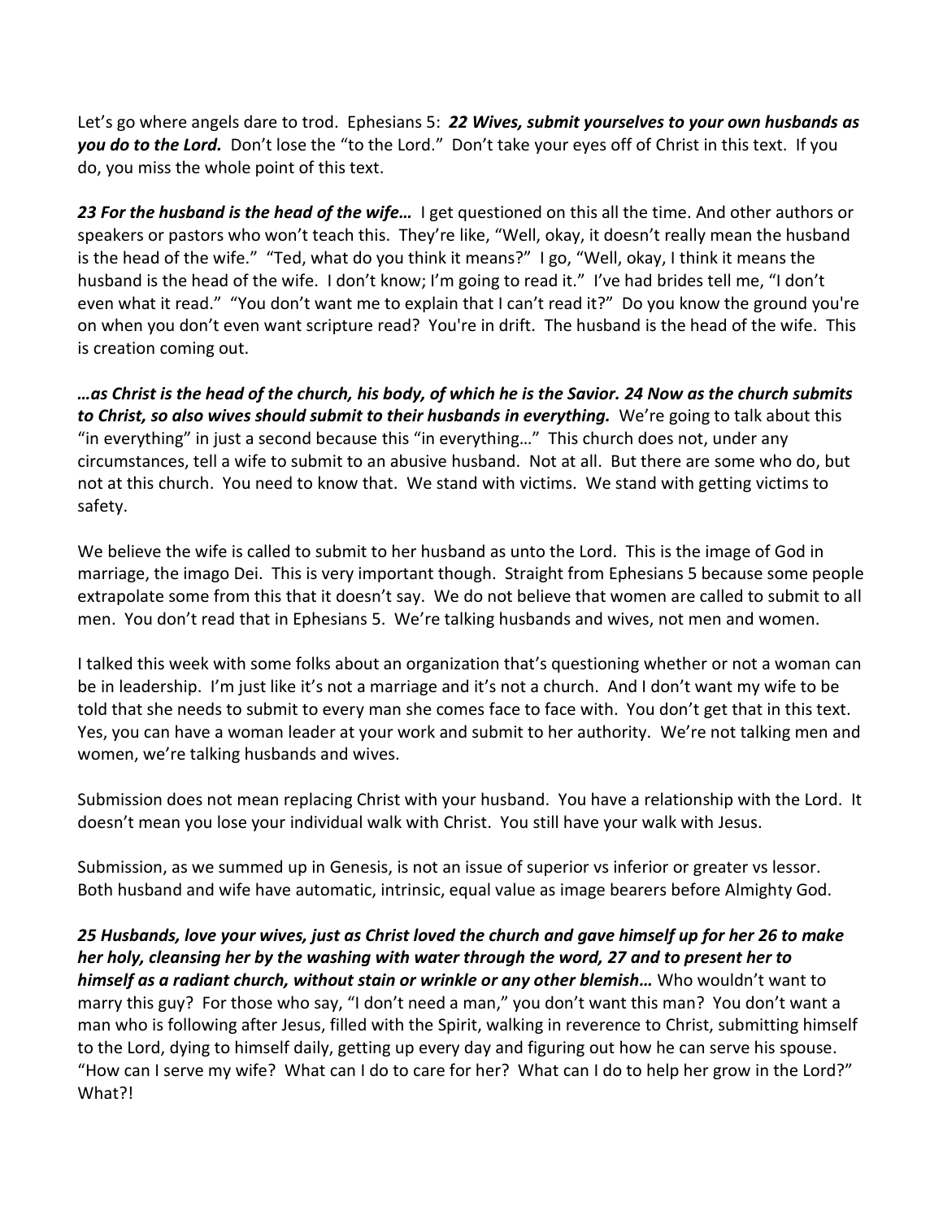Let's go where angels dare to trod. Ephesians 5: ***22 Wives, submit yourselves to your own husbands as you do to the Lord.*** Don't lose the "to the Lord." Don't take your eyes off of Christ in this text. If you do, you miss the whole point of this text.

***23 For the husband is the head of the wife…*** I get questioned on this all the time. And other authors or speakers or pastors who won't teach this. They're like, "Well, okay, it doesn't really mean the husband is the head of the wife." "Ted, what do you think it means?" I go, "Well, okay, I think it means the husband is the head of the wife. I don't know; I'm going to read it." I've had brides tell me, "I don't even what it read." "You don't want me to explain that I can't read it?" Do you know the ground you're on when you don't even want scripture read? You're in drift. The husband is the head of the wife. This is creation coming out.

***…as Christ is the head of the church, his body, of which he is the Savior. 24 Now as the church submits to Christ, so also wives should submit to their husbands in everything.*** We're going to talk about this "in everything" in just a second because this "in everything…" This church does not, under any circumstances, tell a wife to submit to an abusive husband. Not at all. But there are some who do, but not at this church. You need to know that. We stand with victims. We stand with getting victims to safety.

We believe the wife is called to submit to her husband as unto the Lord. This is the image of God in marriage, the imago Dei. This is very important though. Straight from Ephesians 5 because some people extrapolate some from this that it doesn't say. We do not believe that women are called to submit to all men. You don't read that in Ephesians 5. We're talking husbands and wives, not men and women.

I talked this week with some folks about an organization that's questioning whether or not a woman can be in leadership. I'm just like it's not a marriage and it's not a church. And I don't want my wife to be told that she needs to submit to every man she comes face to face with. You don't get that in this text. Yes, you can have a woman leader at your work and submit to her authority. We're not talking men and women, we're talking husbands and wives.

Submission does not mean replacing Christ with your husband. You have a relationship with the Lord. It doesn't mean you lose your individual walk with Christ. You still have your walk with Jesus.

Submission, as we summed up in Genesis, is not an issue of superior vs inferior or greater vs lessor. Both husband and wife have automatic, intrinsic, equal value as image bearers before Almighty God.

***25 Husbands, love your wives, just as Christ loved the church and gave himself up for her 26 to make her holy, cleansing her by the washing with water through the word, 27 and to present her to himself as a radiant church, without stain or wrinkle or any other blemish…*** Who wouldn't want to marry this guy? For those who say, "I don't need a man," you don't want this man? You don't want a man who is following after Jesus, filled with the Spirit, walking in reverence to Christ, submitting himself to the Lord, dying to himself daily, getting up every day and figuring out how he can serve his spouse. "How can I serve my wife? What can I do to care for her? What can I do to help her grow in the Lord?" What?!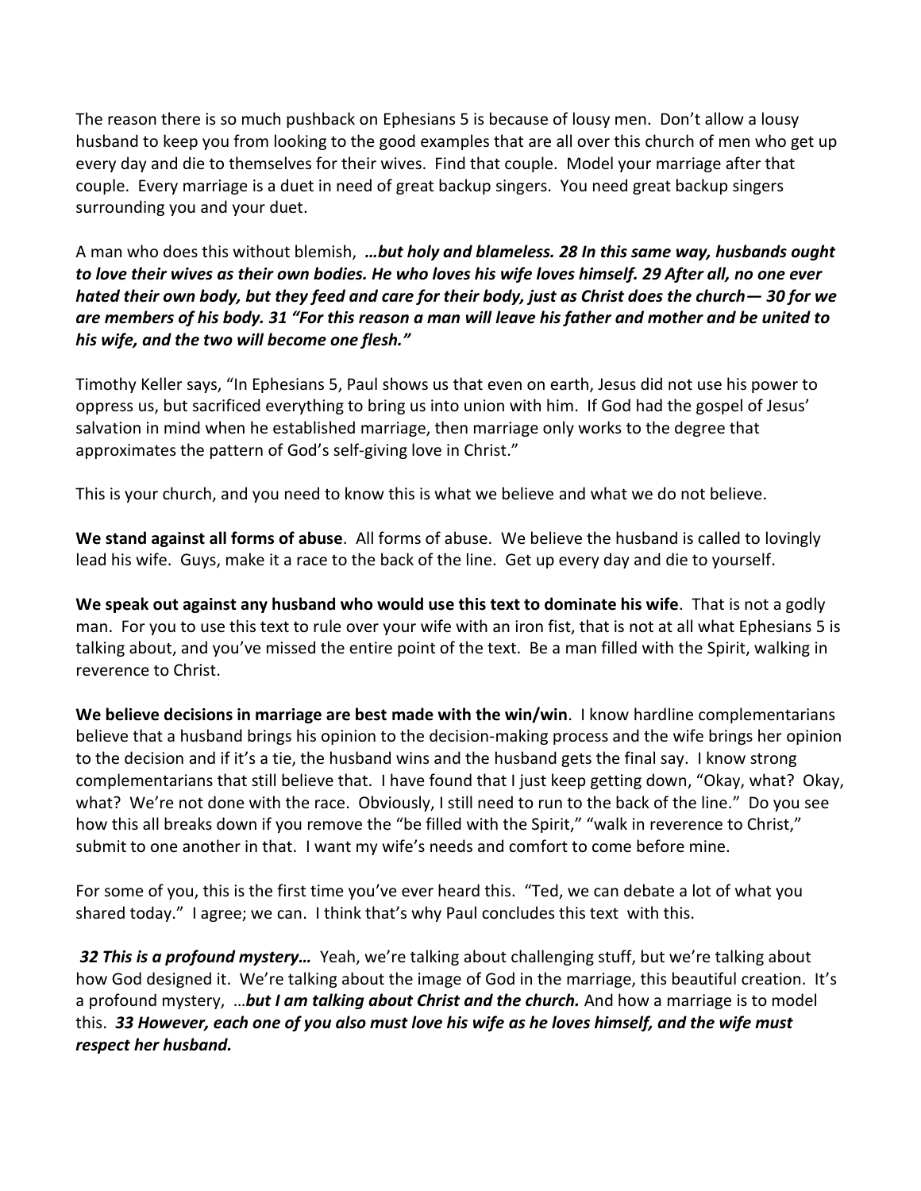The reason there is so much pushback on Ephesians 5 is because of lousy men. Don't allow a lousy husband to keep you from looking to the good examples that are all over this church of men who get up every day and die to themselves for their wives. Find that couple. Model your marriage after that couple. Every marriage is a duet in need of great backup singers. You need great backup singers surrounding you and your duet.

A man who does this without blemish, ***…but holy and blameless. 28 In this same way, husbands ought to love their wives as their own bodies. He who loves his wife loves himself. 29 After all, no one ever hated their own body, but they feed and care for their body, just as Christ does the church— 30 for we are members of his body. 31 "For this reason a man will leave his father and mother and be united to his wife, and the two will become one flesh."***

Timothy Keller says, "In Ephesians 5, Paul shows us that even on earth, Jesus did not use his power to oppress us, but sacrificed everything to bring us into union with him. If God had the gospel of Jesus' salvation in mind when he established marriage, then marriage only works to the degree that approximates the pattern of God's self-giving love in Christ."

This is your church, and you need to know this is what we believe and what we do not believe.

**We stand against all forms of abuse**. All forms of abuse. We believe the husband is called to lovingly lead his wife. Guys, make it a race to the back of the line. Get up every day and die to yourself.

**We speak out against any husband who would use this text to dominate his wife**. That is not a godly man. For you to use this text to rule over your wife with an iron fist, that is not at all what Ephesians 5 is talking about, and you've missed the entire point of the text. Be a man filled with the Spirit, walking in reverence to Christ.

**We believe decisions in marriage are best made with the win/win**. I know hardline complementarians believe that a husband brings his opinion to the decision-making process and the wife brings her opinion to the decision and if it's a tie, the husband wins and the husband gets the final say. I know strong complementarians that still believe that. I have found that I just keep getting down, "Okay, what? Okay, what? We're not done with the race. Obviously, I still need to run to the back of the line." Do you see how this all breaks down if you remove the "be filled with the Spirit," "walk in reverence to Christ," submit to one another in that. I want my wife's needs and comfort to come before mine.

For some of you, this is the first time you've ever heard this. "Ted, we can debate a lot of what you shared today." I agree; we can. I think that's why Paul concludes this text with this.

***32 This is a profound mystery…*** Yeah, we're talking about challenging stuff, but we're talking about how God designed it. We're talking about the image of God in the marriage, this beautiful creation. It's a profound mystery, …***but I am talking about Christ and the church.*** And how a marriage is to model this. ***33 However, each one of you also must love his wife as he loves himself, and the wife must respect her husband.***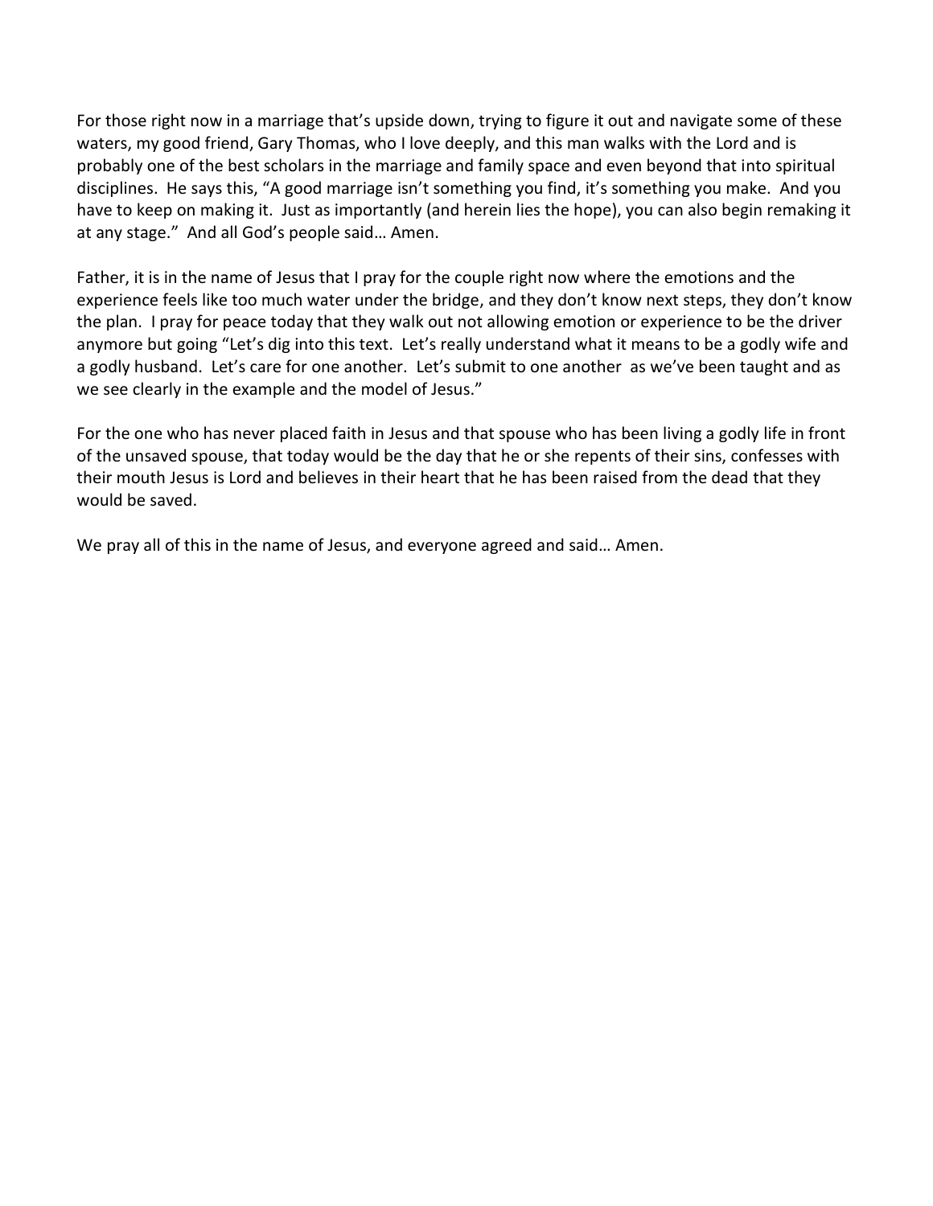For those right now in a marriage that's upside down, trying to figure it out and navigate some of these waters, my good friend, Gary Thomas, who I love deeply, and this man walks with the Lord and is probably one of the best scholars in the marriage and family space and even beyond that into spiritual disciplines. He says this, "A good marriage isn't something you find, it's something you make. And you have to keep on making it. Just as importantly (and herein lies the hope), you can also begin remaking it at any stage." And all God's people said… Amen.

Father, it is in the name of Jesus that I pray for the couple right now where the emotions and the experience feels like too much water under the bridge, and they don't know next steps, they don't know the plan. I pray for peace today that they walk out not allowing emotion or experience to be the driver anymore but going "Let's dig into this text. Let's really understand what it means to be a godly wife and a godly husband. Let's care for one another. Let's submit to one another as we've been taught and as we see clearly in the example and the model of Jesus."

For the one who has never placed faith in Jesus and that spouse who has been living a godly life in front of the unsaved spouse, that today would be the day that he or she repents of their sins, confesses with their mouth Jesus is Lord and believes in their heart that he has been raised from the dead that they would be saved.

We pray all of this in the name of Jesus, and everyone agreed and said… Amen.